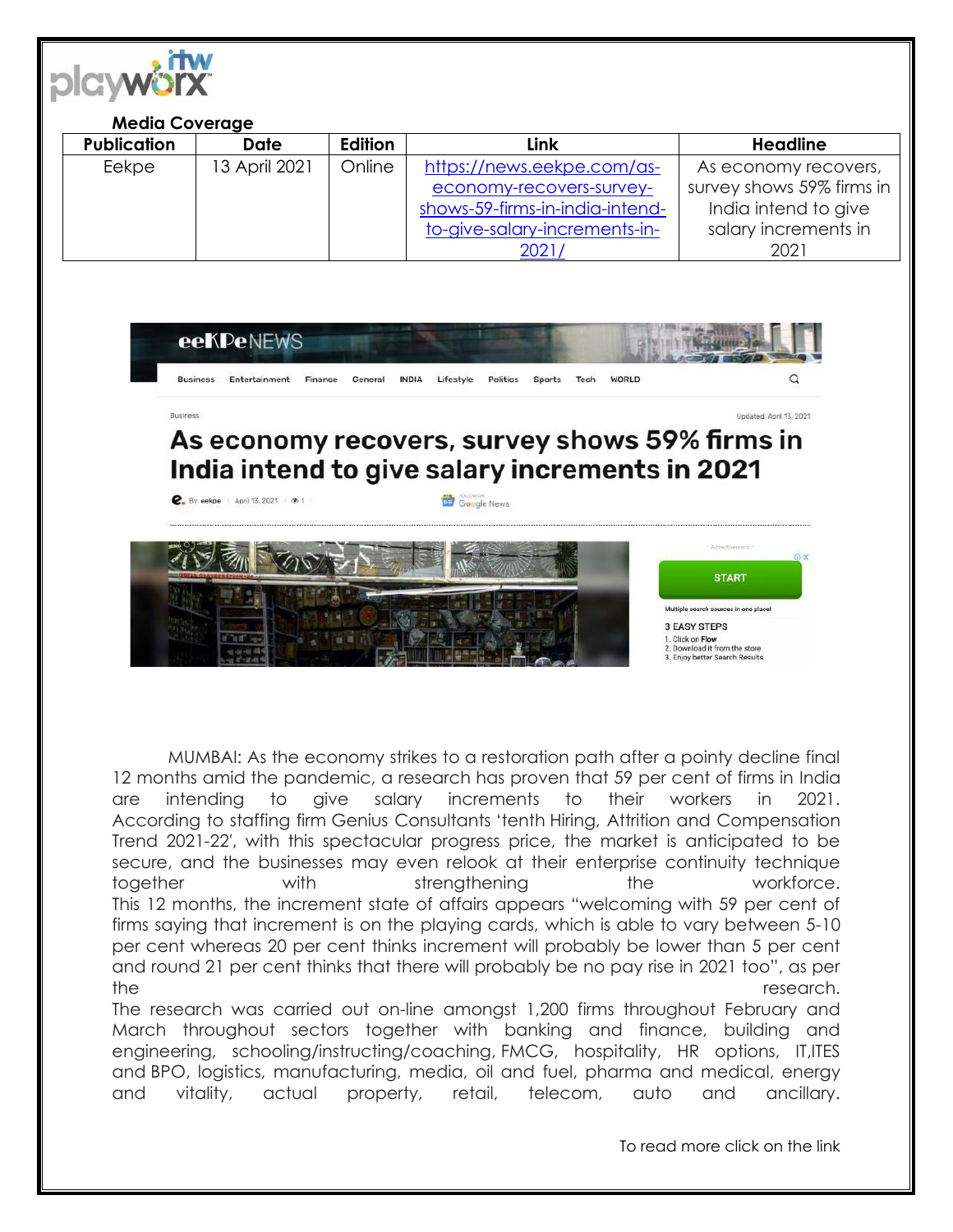**Media Coverage**

| Publication | Date | Edition | Link | Headline |
|---|---|---|---|---|
| Eekpe | 13 April 2021 | Online | https://news.eekpe.com/as-economy-recovers-survey-shows-59-firms-in-india-intend-to-give-salary-increments-in-2021/ | As economy recovers, survey shows 59% firms in India intend to give salary increments in 2021 |

Business

Updated: April 13, 2021

# As economy recovers, survey shows 59% firms in India intend to give salary increments in 2021

By eekpe | April 13, 2021

MUMBAI: As the economy strikes to a restoration path after a pointy decline final 12 months amid the pandemic, a research has proven that 59 per cent of firms in India are intending to give salary increments to their workers in 2021. According to staffing firm Genius Consultants 'tenth Hiring, Attrition and Compensation Trend 2021-22', with this spectacular progress price, the market is anticipated to be secure, and the businesses may even relook at their enterprise continuity technique together with strengthening the workforce.

This 12 months, the increment state of affairs appears "welcoming with 59 per cent of firms saying that increment is on the playing cards, which is able to vary between 5-10 per cent whereas 20 per cent thinks increment will probably be lower than 5 per cent and round 21 per cent thinks that there will probably be no pay rise in 2021 too", as per the research.

The research was carried out on-line amongst 1,200 firms throughout February and March throughout sectors together with banking and finance, building and engineering, schooling/instructing/coaching, FMCG, hospitality, HR options, IT,ITES and BPO, logistics, manufacturing, media, oil and fuel, pharma and medical, energy and vitality, actual property, retail, telecom, auto and ancillary.

To read more click on the link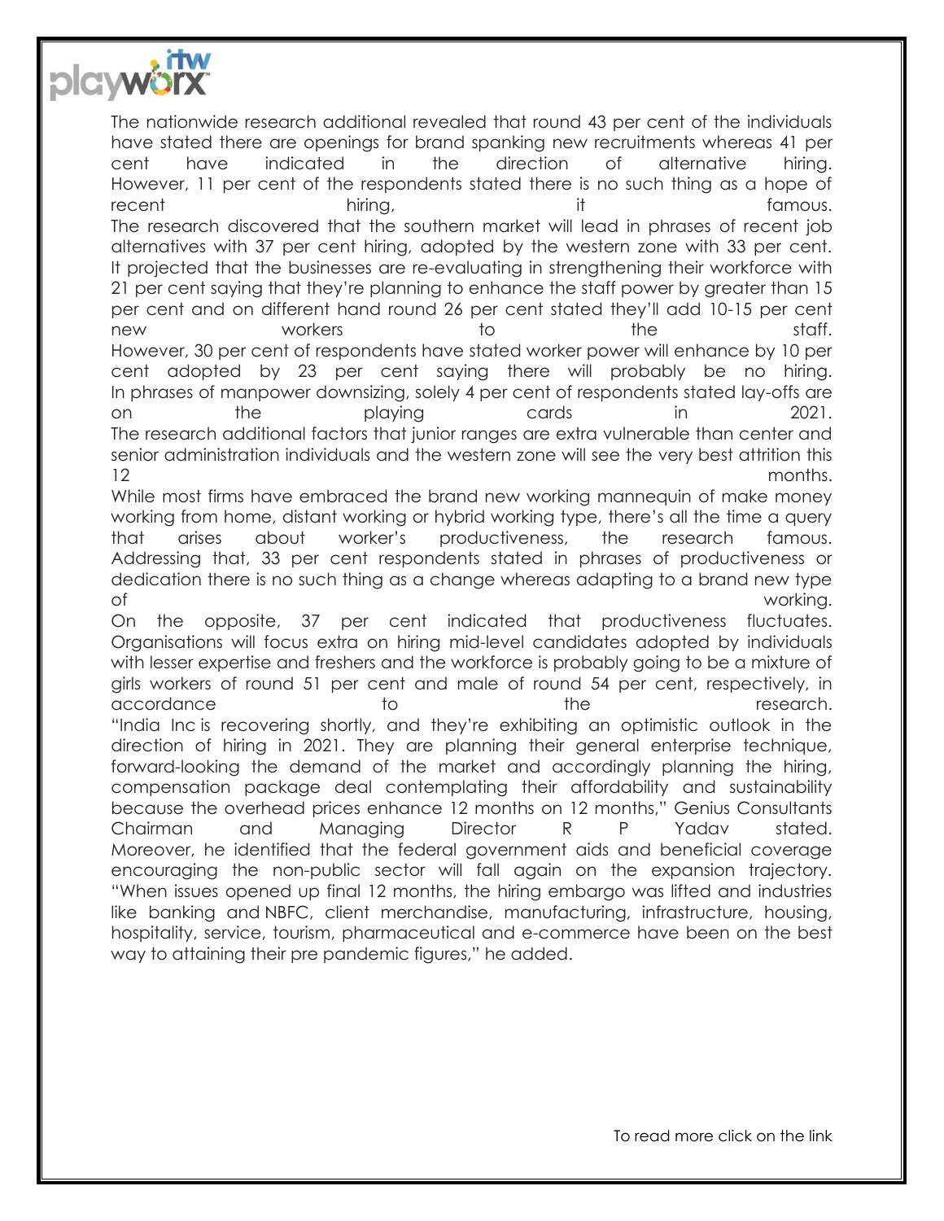The nationwide research additional revealed that round 43 per cent of the individuals have stated there are openings for brand spanking new recruitments whereas 41 per cent have indicated in the direction of alternative hiring.

However, 11 per cent of the respondents stated there is no such thing as a hope of recent hiring, it famous.

The research discovered that the southern market will lead in phrases of recent job alternatives with 37 per cent hiring, adopted by the western zone with 33 per cent.

It projected that the businesses are re-evaluating in strengthening their workforce with 21 per cent saying that they're planning to enhance the staff power by greater than 15 per cent and on different hand round 26 per cent stated they'll add 10-15 per cent new workers to the staff.

However, 30 per cent of respondents have stated worker power will enhance by 10 per cent adopted by 23 per cent saying there will probably be no hiring.

In phrases of manpower downsizing, solely 4 per cent of respondents stated lay-offs are on the playing cards in 2021.

The research additional factors that junior ranges are extra vulnerable than center and senior administration individuals and the western zone will see the very best attrition this 12 months.

While most firms have embraced the brand new working mannequin of make money working from home, distant working or hybrid working type, there's all the time a query that arises about worker's productiveness, the research famous.

Addressing that, 33 per cent respondents stated in phrases of productiveness or dedication there is no such thing as a change whereas adapting to a brand new type of working.

On the opposite, 37 per cent indicated that productiveness fluctuates.

Organisations will focus extra on hiring mid-level candidates adopted by individuals with lesser expertise and freshers and the workforce is probably going to be a mixture of girls workers of round 51 per cent and male of round 54 per cent, respectively, in accordance to the research.

"India Inc is recovering shortly, and they're exhibiting an optimistic outlook in the direction of hiring in 2021. They are planning their general enterprise technique, forward-looking the demand of the market and accordingly planning the hiring, compensation package deal contemplating their affordability and sustainability because the overhead prices enhance 12 months on 12 months," Genius Consultants Chairman and Managing Director R P Yadav stated.

Moreover, he identified that the federal government aids and beneficial coverage encouraging the non-public sector will fall again on the expansion trajectory.

"When issues opened up final 12 months, the hiring embargo was lifted and industries like banking and NBFC, client merchandise, manufacturing, infrastructure, housing, hospitality, service, tourism, pharmaceutical and e-commerce have been on the best way to attaining their pre pandemic figures," he added.

To read more click on the link